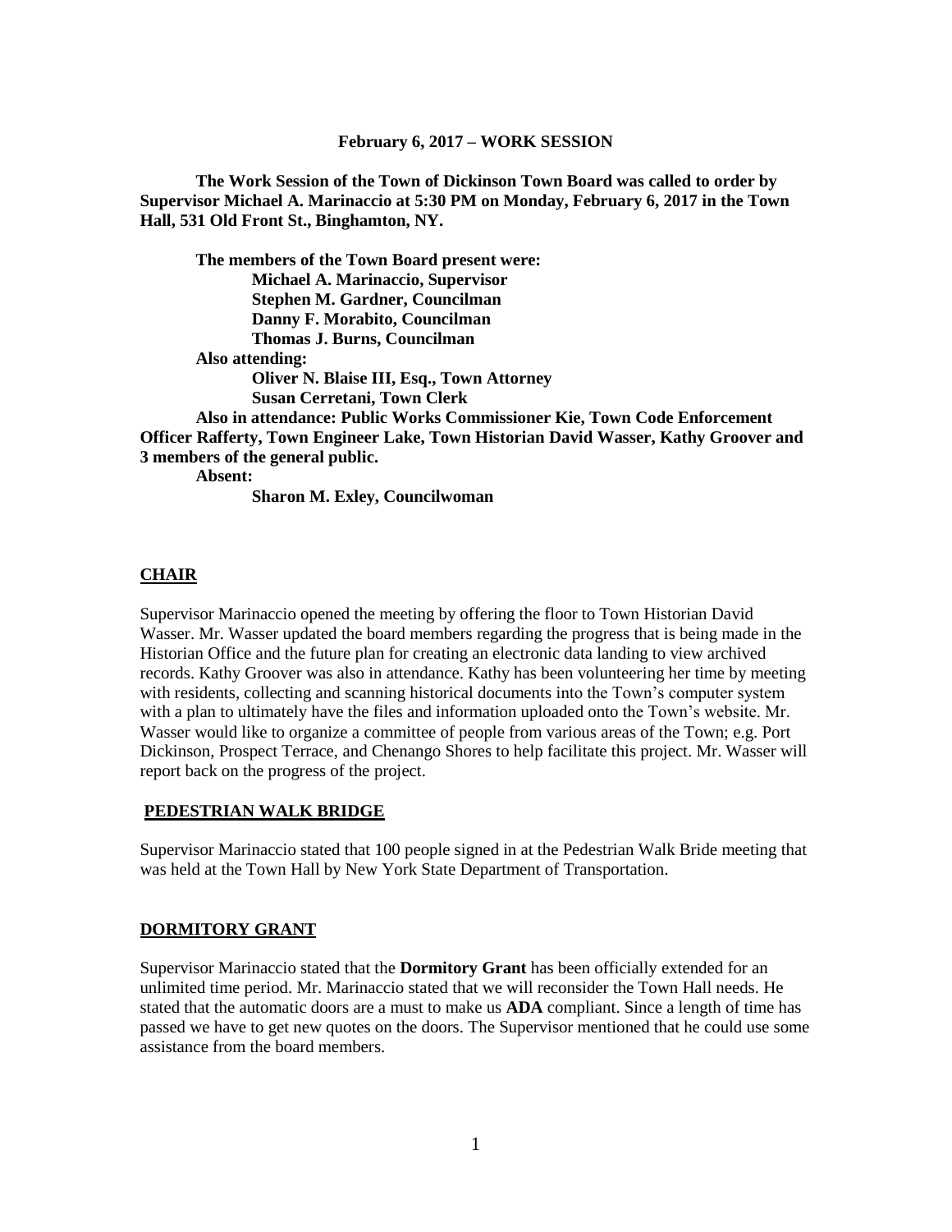**February 6, 2017 – WORK SESSION**

**The Work Session of the Town of Dickinson Town Board was called to order by Supervisor Michael A. Marinaccio at 5:30 PM on Monday, February 6, 2017 in the Town Hall, 531 Old Front St., Binghamton, NY.**

**The members of the Town Board present were:**
**Michael A. Marinaccio, Supervisor**
**Stephen M. Gardner, Councilman**
**Danny F. Morabito, Councilman**
**Thomas J. Burns, Councilman**

**Also attending:**
**Oliver N. Blaise III, Esq., Town Attorney**
**Susan Cerretani, Town Clerk**

**Also in attendance: Public Works Commissioner Kie, Town Code Enforcement Officer Rafferty, Town Engineer Lake, Town Historian David Wasser, Kathy Groover and 3 members of the general public.**

**Absent:**
**Sharon M. Exley, Councilwoman**

## CHAIR

Supervisor Marinaccio opened the meeting by offering the floor to Town Historian David Wasser. Mr. Wasser updated the board members regarding the progress that is being made in the Historian Office and the future plan for creating an electronic data landing to view archived records. Kathy Groover was also in attendance. Kathy has been volunteering her time by meeting with residents, collecting and scanning historical documents into the Town's computer system with a plan to ultimately have the files and information uploaded onto the Town's website. Mr. Wasser would like to organize a committee of people from various areas of the Town; e.g. Port Dickinson, Prospect Terrace, and Chenango Shores to help facilitate this project. Mr. Wasser will report back on the progress of the project.

## PEDESTRIAN WALK BRIDGE

Supervisor Marinaccio stated that 100 people signed in at the Pedestrian Walk Bride meeting that was held at the Town Hall by New York State Department of Transportation.

## DORMITORY GRANT

Supervisor Marinaccio stated that the **Dormitory Grant** has been officially extended for an unlimited time period. Mr. Marinaccio stated that we will reconsider the Town Hall needs. He stated that the automatic doors are a must to make us **ADA** compliant. Since a length of time has passed we have to get new quotes on the doors. The Supervisor mentioned that he could use some assistance from the board members.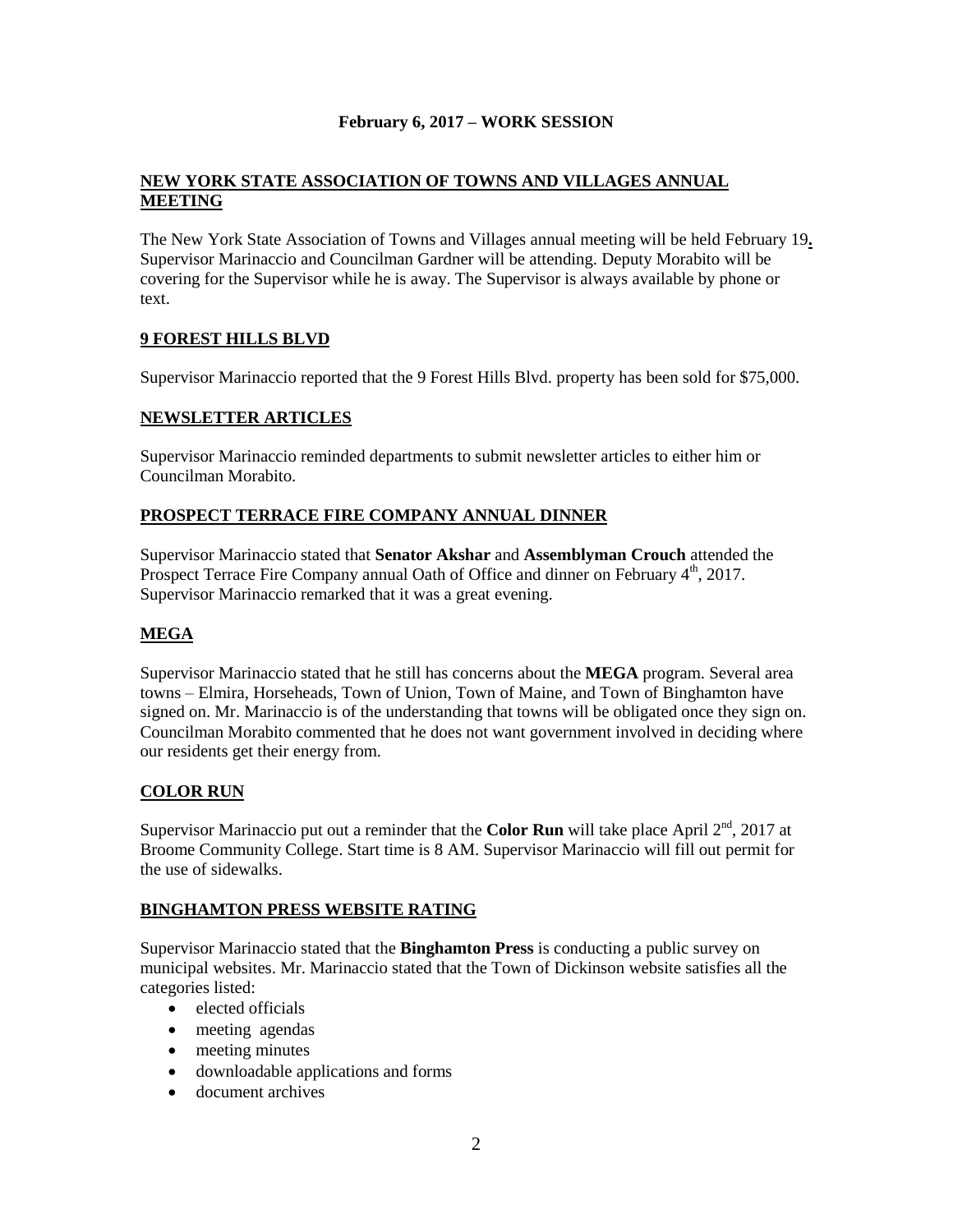## February 6, 2017 – WORK SESSION

### NEW YORK STATE ASSOCIATION OF TOWNS AND VILLAGES ANNUAL MEETING

The New York State Association of Towns and Villages annual meeting will be held February 19**.** Supervisor Marinaccio and Councilman Gardner will be attending. Deputy Morabito will be covering for the Supervisor while he is away. The Supervisor is always available by phone or text.

### 9 FOREST HILLS BLVD

Supervisor Marinaccio reported that the 9 Forest Hills Blvd. property has been sold for $75,000.

### NEWSLETTER ARTICLES

Supervisor Marinaccio reminded departments to submit newsletter articles to either him or Councilman Morabito.

### PROSPECT TERRACE FIRE COMPANY ANNUAL DINNER

Supervisor Marinaccio stated that **Senator Akshar** and **Assemblyman Crouch** attended the Prospect Terrace Fire Company annual Oath of Office and dinner on February 4th, 2017. Supervisor Marinaccio remarked that it was a great evening.

### MEGA

Supervisor Marinaccio stated that he still has concerns about the **MEGA** program. Several area towns – Elmira, Horseheads, Town of Union, Town of Maine, and Town of Binghamton have signed on. Mr. Marinaccio is of the understanding that towns will be obligated once they sign on. Councilman Morabito commented that he does not want government involved in deciding where our residents get their energy from.

### COLOR RUN

Supervisor Marinaccio put out a reminder that the **Color Run** will take place April 2nd, 2017 at Broome Community College. Start time is 8 AM. Supervisor Marinaccio will fill out permit for the use of sidewalks.

### BINGHAMTON PRESS WEBSITE RATING

Supervisor Marinaccio stated that the **Binghamton Press** is conducting a public survey on municipal websites. Mr. Marinaccio stated that the Town of Dickinson website satisfies all the categories listed:

- elected officials
- meeting agendas
- meeting minutes
- downloadable applications and forms
- document archives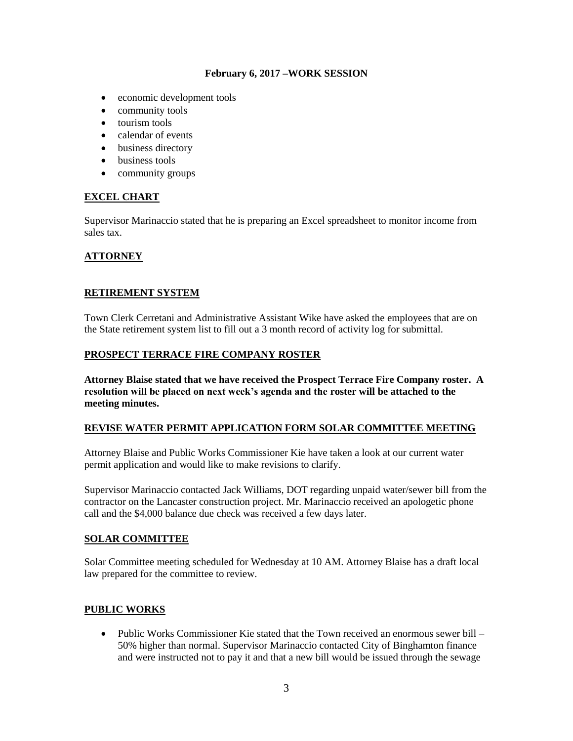**February 6, 2017 –WORK SESSION**

- economic development tools
- community tools
- tourism tools
- calendar of events
- business directory
- business tools
- community groups

## EXCEL CHART

Supervisor Marinaccio stated that he is preparing an Excel spreadsheet to monitor income from sales tax.

## ATTORNEY

## RETIREMENT SYSTEM

Town Clerk Cerretani and Administrative Assistant Wike have asked the employees that are on the State retirement system list to fill out a 3 month record of activity log for submittal.

## PROSPECT TERRACE FIRE COMPANY ROSTER

**Attorney Blaise stated that we have received the Prospect Terrace Fire Company roster. A resolution will be placed on next week's agenda and the roster will be attached to the meeting minutes.**

## REVISE WATER PERMIT APPLICATION FORM SOLAR COMMITTEE MEETING

Attorney Blaise and Public Works Commissioner Kie have taken a look at our current water permit application and would like to make revisions to clarify.

Supervisor Marinaccio contacted Jack Williams, DOT regarding unpaid water/sewer bill from the contractor on the Lancaster construction project. Mr. Marinaccio received an apologetic phone call and the $4,000 balance due check was received a few days later.

## SOLAR COMMITTEE

Solar Committee meeting scheduled for Wednesday at 10 AM. Attorney Blaise has a draft local law prepared for the committee to review.

## PUBLIC WORKS

- Public Works Commissioner Kie stated that the Town received an enormous sewer bill – 50% higher than normal. Supervisor Marinaccio contacted City of Binghamton finance and were instructed not to pay it and that a new bill would be issued through the sewage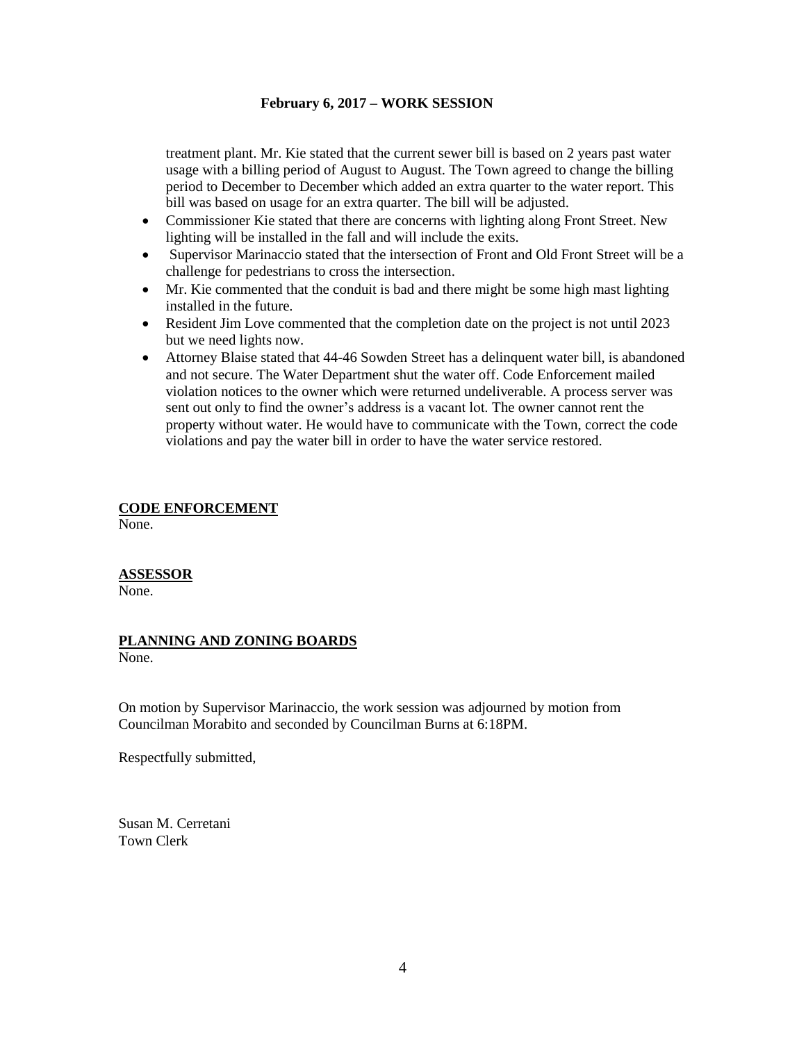treatment plant. Mr. Kie stated that the current sewer bill is based on 2 years past water usage with a billing period of August to August. The Town agreed to change the billing period to December to December which added an extra quarter to the water report. This bill was based on usage for an extra quarter. The bill will be adjusted.

- Commissioner Kie stated that there are concerns with lighting along Front Street. New lighting will be installed in the fall and will include the exits.
- Supervisor Marinaccio stated that the intersection of Front and Old Front Street will be a challenge for pedestrians to cross the intersection.
- Mr. Kie commented that the conduit is bad and there might be some high mast lighting installed in the future.
- Resident Jim Love commented that the completion date on the project is not until 2023 but we need lights now.
- Attorney Blaise stated that 44-46 Sowden Street has a delinquent water bill, is abandoned and not secure. The Water Department shut the water off. Code Enforcement mailed violation notices to the owner which were returned undeliverable. A process server was sent out only to find the owner's address is a vacant lot. The owner cannot rent the property without water. He would have to communicate with the Town, correct the code violations and pay the water bill in order to have the water service restored.

**CODE ENFORCEMENT**

None.

**ASSESSOR**

None.

**PLANNING AND ZONING BOARDS**

None.

On motion by Supervisor Marinaccio, the work session was adjourned by motion from Councilman Morabito and seconded by Councilman Burns at 6:18PM.

Respectfully submitted,

Susan M. Cerretani
Town Clerk